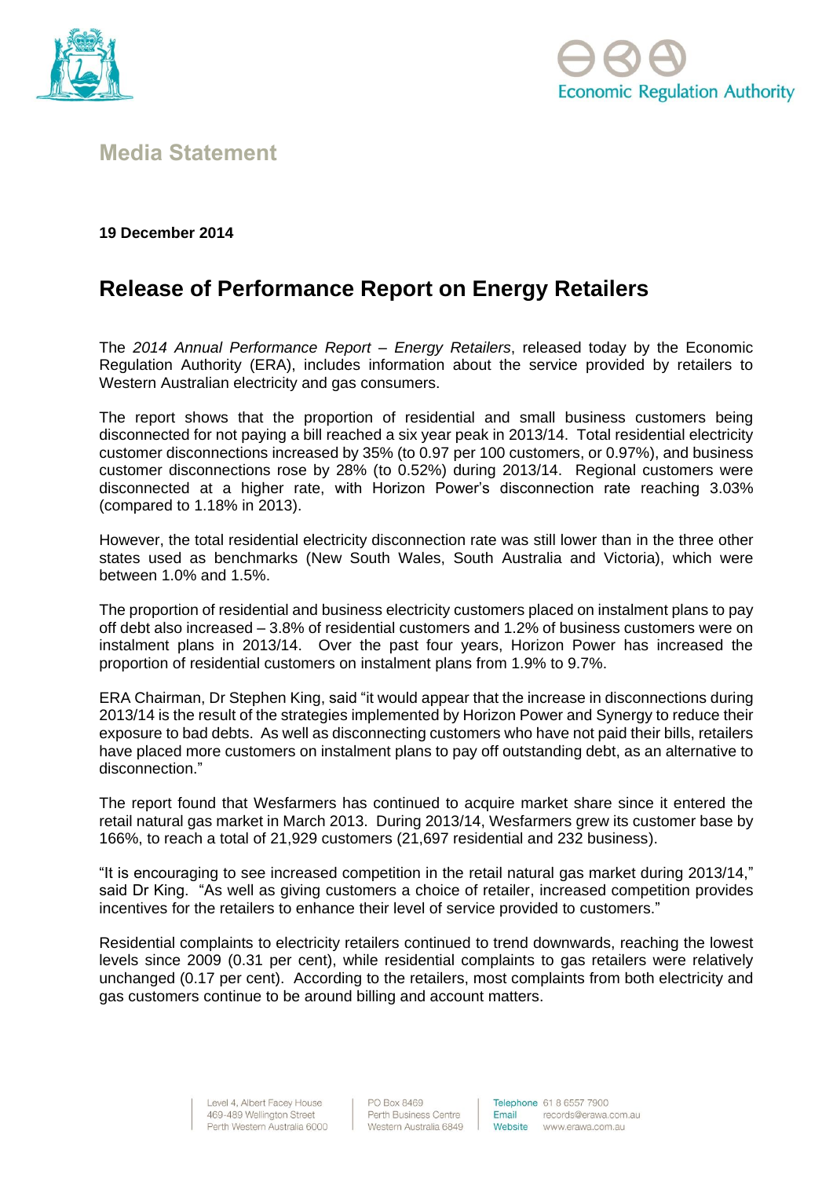Economic Regulation Authority

**Media Statement**

**19 December 2014**

# Release of Performance Report on Energy Retailers

The *2014 Annual Performance Report – Energy Retailers*, released today by the Economic Regulation Authority (ERA), includes information about the service provided by retailers to Western Australian electricity and gas consumers.

The report shows that the proportion of residential and small business customers being disconnected for not paying a bill reached a six year peak in 2013/14. Total residential electricity customer disconnections increased by 35% (to 0.97 per 100 customers, or 0.97%), and business customer disconnections rose by 28% (to 0.52%) during 2013/14. Regional customers were disconnected at a higher rate, with Horizon Power's disconnection rate reaching 3.03% (compared to 1.18% in 2013).

However, the total residential electricity disconnection rate was still lower than in the three other states used as benchmarks (New South Wales, South Australia and Victoria), which were between 1.0% and 1.5%.

The proportion of residential and business electricity customers placed on instalment plans to pay off debt also increased – 3.8% of residential customers and 1.2% of business customers were on instalment plans in 2013/14. Over the past four years, Horizon Power has increased the proportion of residential customers on instalment plans from 1.9% to 9.7%.

ERA Chairman, Dr Stephen King, said "it would appear that the increase in disconnections during 2013/14 is the result of the strategies implemented by Horizon Power and Synergy to reduce their exposure to bad debts. As well as disconnecting customers who have not paid their bills, retailers have placed more customers on instalment plans to pay off outstanding debt, as an alternative to disconnection."

The report found that Wesfarmers has continued to acquire market share since it entered the retail natural gas market in March 2013. During 2013/14, Wesfarmers grew its customer base by 166%, to reach a total of 21,929 customers (21,697 residential and 232 business).

"It is encouraging to see increased competition in the retail natural gas market during 2013/14," said Dr King. "As well as giving customers a choice of retailer, increased competition provides incentives for the retailers to enhance their level of service provided to customers."

Residential complaints to electricity retailers continued to trend downwards, reaching the lowest levels since 2009 (0.31 per cent), while residential complaints to gas retailers were relatively unchanged (0.17 per cent). According to the retailers, most complaints from both electricity and gas customers continue to be around billing and account matters.

Level 4, Albert Facey House
469-489 Wellington Street
Perth Western Australia 6000

PO Box 8469
Perth Business Centre
Western Australia 6849

Telephone 61 8 6557 7900
Email records@erawa.com.au
Website www.erawa.com.au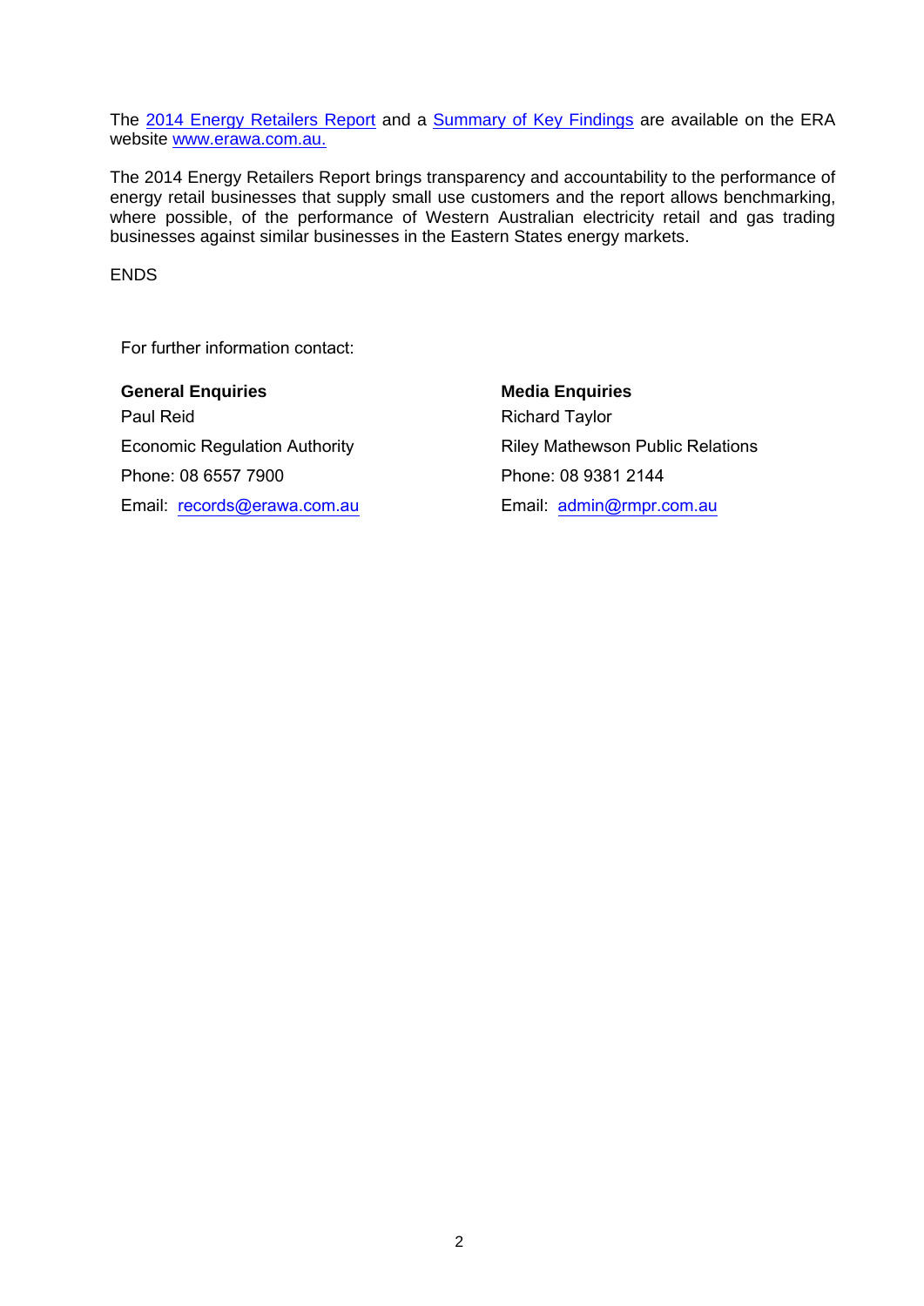The 2014 Energy Retailers Report and a Summary of Key Findings are available on the ERA website www.erawa.com.au.

The 2014 Energy Retailers Report brings transparency and accountability to the performance of energy retail businesses that supply small use customers and the report allows benchmarking, where possible, of the performance of Western Australian electricity retail and gas trading businesses against similar businesses in the Eastern States energy markets.

ENDS

For further information contact:

**General Enquiries**
Paul Reid
Economic Regulation Authority
Phone: 08 6557 7900
Email: records@erawa.com.au

**Media Enquiries**
Richard Taylor
Riley Mathewson Public Relations
Phone: 08 9381 2144
Email: admin@rmpr.com.au